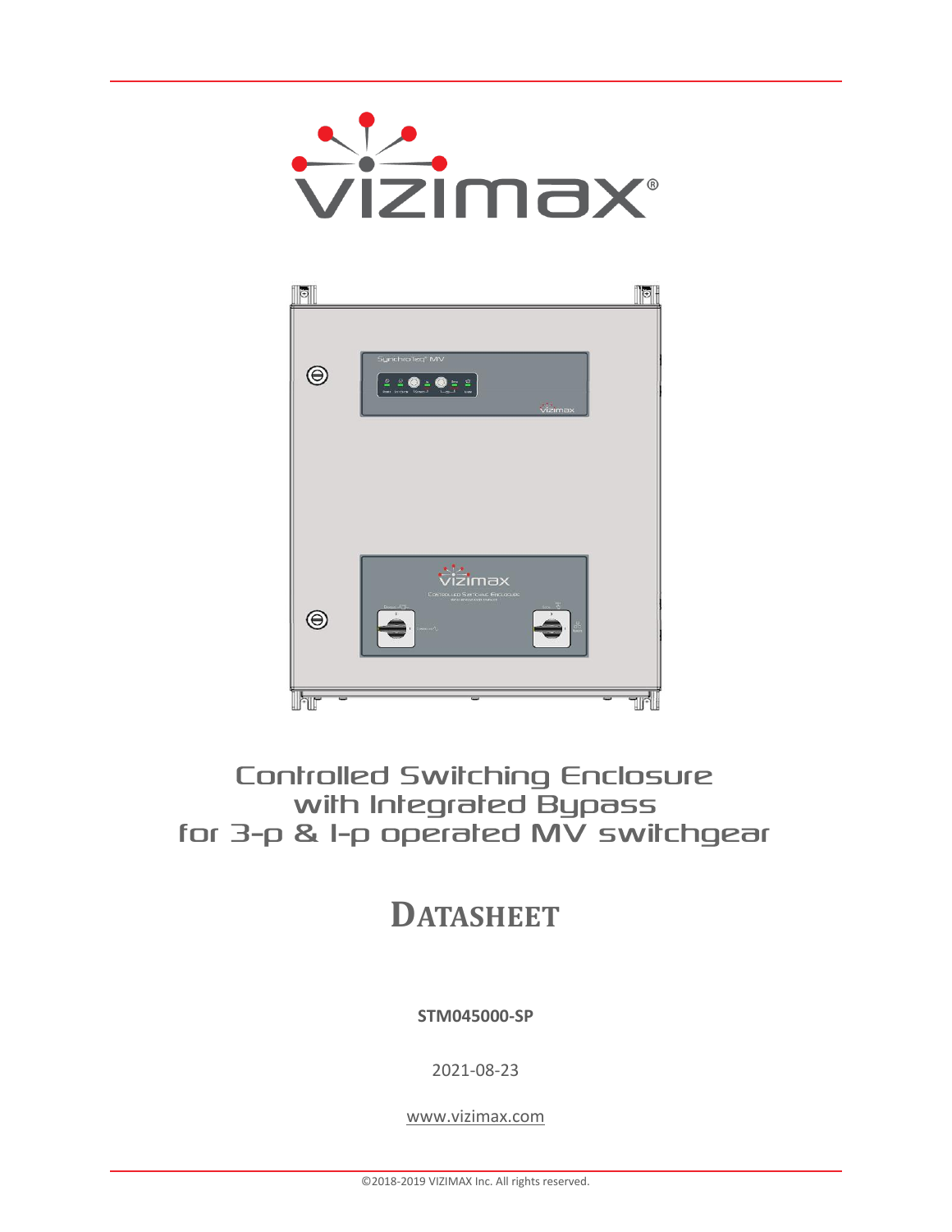# Controlled Switching Enclosure with Integrated Bypass for 3-p & 1-p operated MV switchgear

## DATASHEET

**STM045000-SP**

2021-08-23

www.vizimax.com

©2018-2019 VIZIMAX Inc. All rights reserved.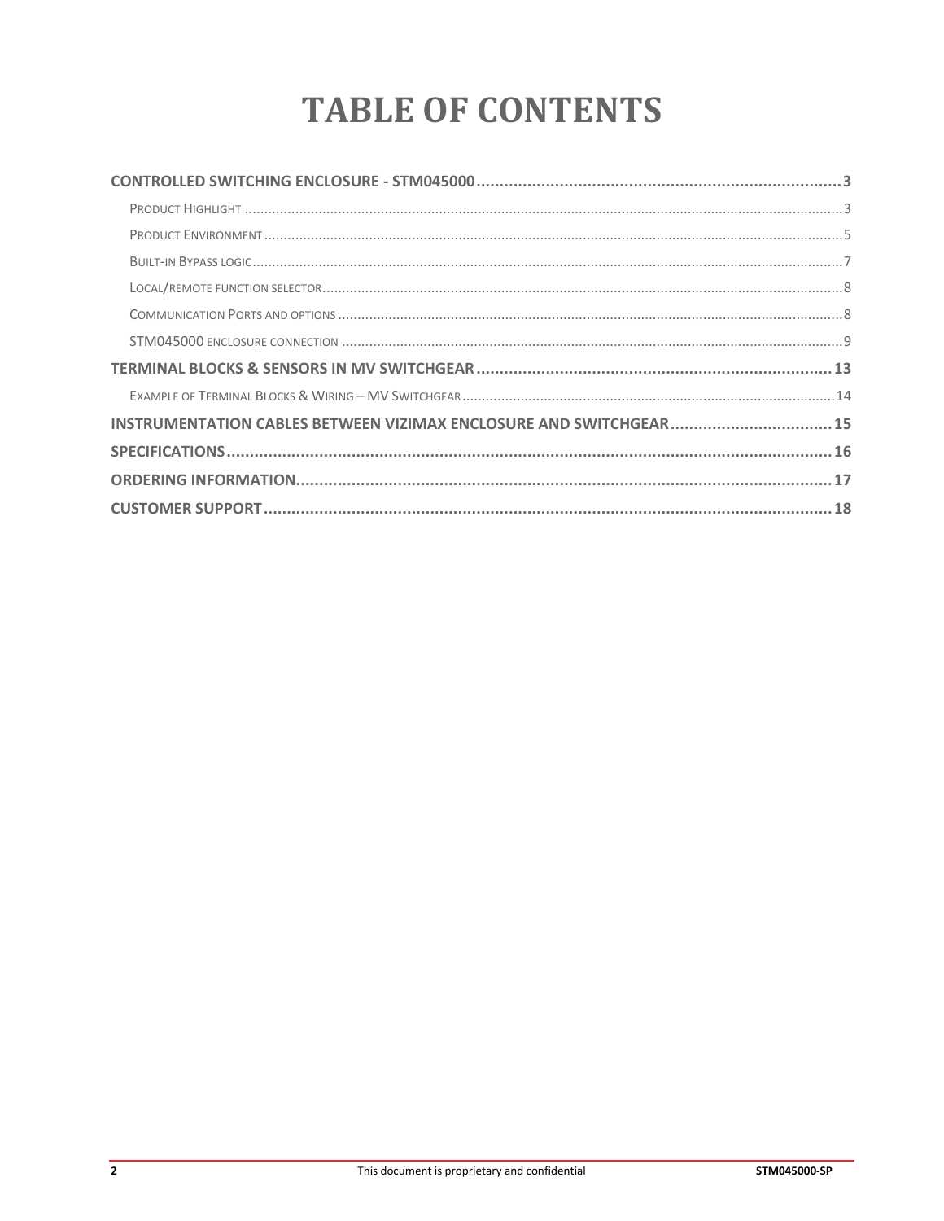# TABLE OF CONTENTS

**CONTROLLED SWITCHING ENCLOSURE - STM045000 ....... 3**

- Product Highlight ....... 3
- Product Environment ....... 5
- Built-in Bypass logic ....... 7
- Local/remote function selector ....... 8
- Communication Ports and options ....... 8
- STM045000 enclosure connection ....... 9

**TERMINAL BLOCKS & SENSORS IN MV SWITCHGEAR ....... 13**

- Example of Terminal Blocks & Wiring – MV Switchgear ....... 14

**INSTRUMENTATION CABLES BETWEEN VIZIMAX ENCLOSURE AND SWITCHGEAR ....... 15**

**SPECIFICATIONS ....... 16**

**ORDERING INFORMATION ....... 17**

**CUSTOMER SUPPORT ....... 18**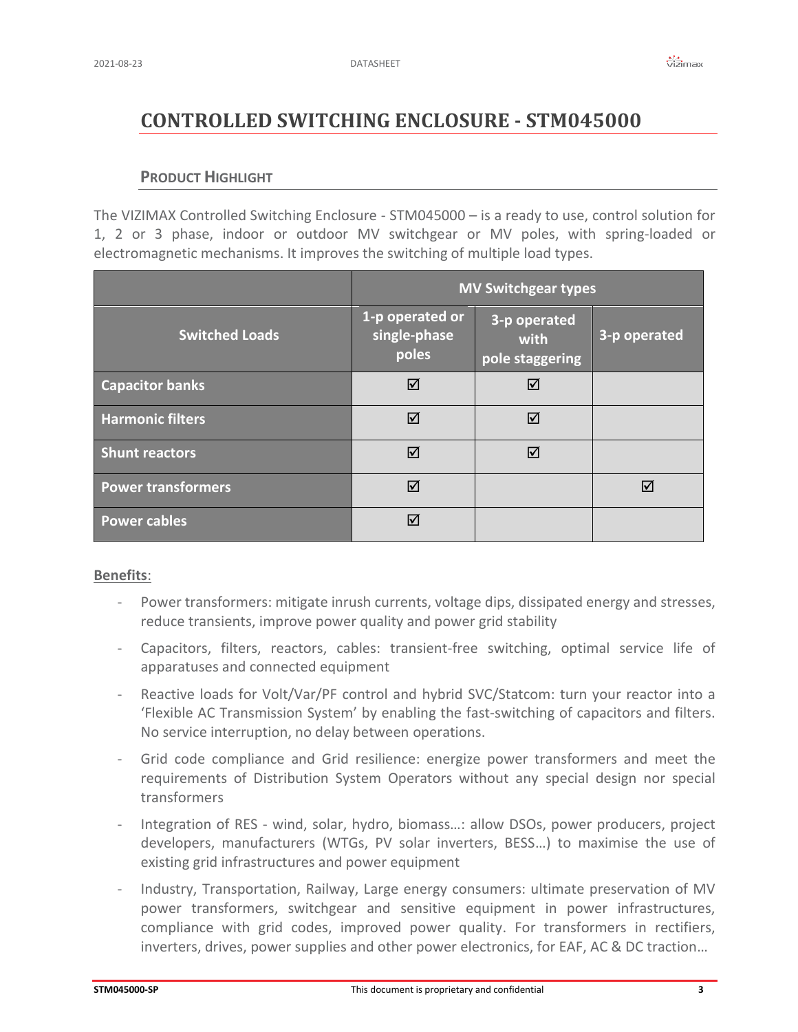# CONTROLLED SWITCHING ENCLOSURE - STM045000

## PRODUCT HIGHLIGHT

The VIZIMAX Controlled Switching Enclosure - STM045000 – is a ready to use, control solution for 1, 2 or 3 phase, indoor or outdoor MV switchgear or MV poles, with spring-loaded or electromagnetic mechanisms. It improves the switching of multiple load types.

| | MV Switchgear types | | |
|---|---|---|---|
| **Switched Loads** | **1-p operated or single-phase poles** | **3-p operated with pole staggering** | **3-p operated** |
| **Capacitor banks** | ☑ | ☑ | |
| **Harmonic filters** | ☑ | ☑ | |
| **Shunt reactors** | ☑ | ☑ | |
| **Power transformers** | ☑ | | ☑ |
| **Power cables** | ☑ | | |

**Benefits**:

- Power transformers: mitigate inrush currents, voltage dips, dissipated energy and stresses, reduce transients, improve power quality and power grid stability
- Capacitors, filters, reactors, cables: transient-free switching, optimal service life of apparatuses and connected equipment
- Reactive loads for Volt/Var/PF control and hybrid SVC/Statcom: turn your reactor into a 'Flexible AC Transmission System' by enabling the fast-switching of capacitors and filters. No service interruption, no delay between operations.
- Grid code compliance and Grid resilience: energize power transformers and meet the requirements of Distribution System Operators without any special design nor special transformers
- Integration of RES - wind, solar, hydro, biomass…: allow DSOs, power producers, project developers, manufacturers (WTGs, PV solar inverters, BESS…) to maximise the use of existing grid infrastructures and power equipment
- Industry, Transportation, Railway, Large energy consumers: ultimate preservation of MV power transformers, switchgear and sensitive equipment in power infrastructures, compliance with grid codes, improved power quality. For transformers in rectifiers, inverters, drives, power supplies and other power electronics, for EAF, AC & DC traction…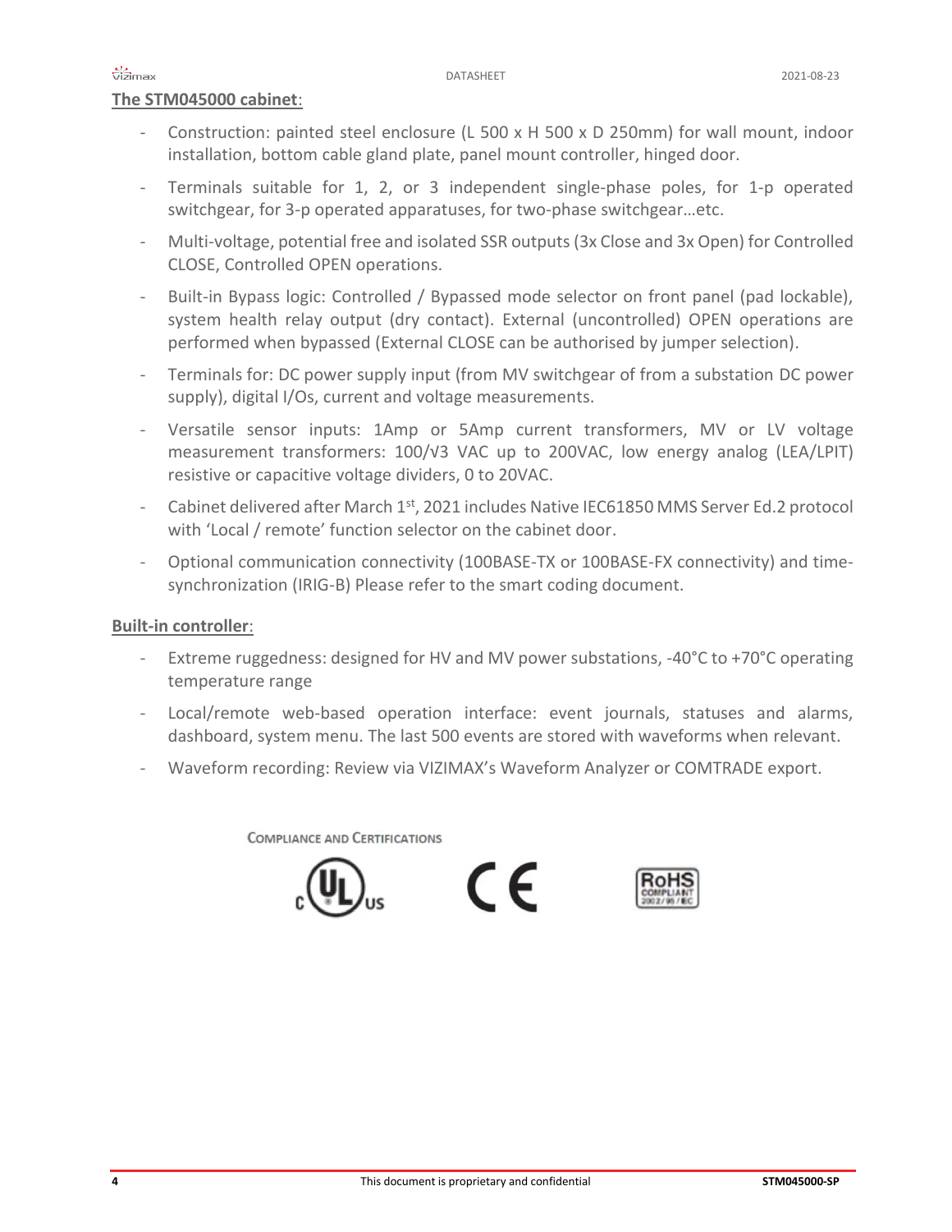**The STM045000 cabinet**:

- Construction: painted steel enclosure (L 500 x H 500 x D 250mm) for wall mount, indoor installation, bottom cable gland plate, panel mount controller, hinged door.
- Terminals suitable for 1, 2, or 3 independent single-phase poles, for 1-p operated switchgear, for 3-p operated apparatuses, for two-phase switchgear…etc.
- Multi-voltage, potential free and isolated SSR outputs (3x Close and 3x Open) for Controlled CLOSE, Controlled OPEN operations.
- Built-in Bypass logic: Controlled / Bypassed mode selector on front panel (pad lockable), system health relay output (dry contact). External (uncontrolled) OPEN operations are performed when bypassed (External CLOSE can be authorised by jumper selection).
- Terminals for: DC power supply input (from MV switchgear of from a substation DC power supply), digital I/Os, current and voltage measurements.
- Versatile sensor inputs: 1Amp or 5Amp current transformers, MV or LV voltage measurement transformers: 100/√3 VAC up to 200VAC, low energy analog (LEA/LPIT) resistive or capacitive voltage dividers, 0 to 20VAC.
- Cabinet delivered after March 1st, 2021 includes Native IEC61850 MMS Server Ed.2 protocol with 'Local / remote' function selector on the cabinet door.
- Optional communication connectivity (100BASE-TX or 100BASE-FX connectivity) and time-synchronization (IRIG-B) Please refer to the smart coding document.

**Built-in controller**:

- Extreme ruggedness: designed for HV and MV power substations, -40°C to +70°C operating temperature range
- Local/remote web-based operation interface: event journals, statuses and alarms, dashboard, system menu. The last 500 events are stored with waveforms when relevant.
- Waveform recording: Review via VIZIMAX's Waveform Analyzer or COMTRADE export.

COMPLIANCE AND CERTIFICATIONS

cULus CE RoHS COMPLIANT 2002/95/EC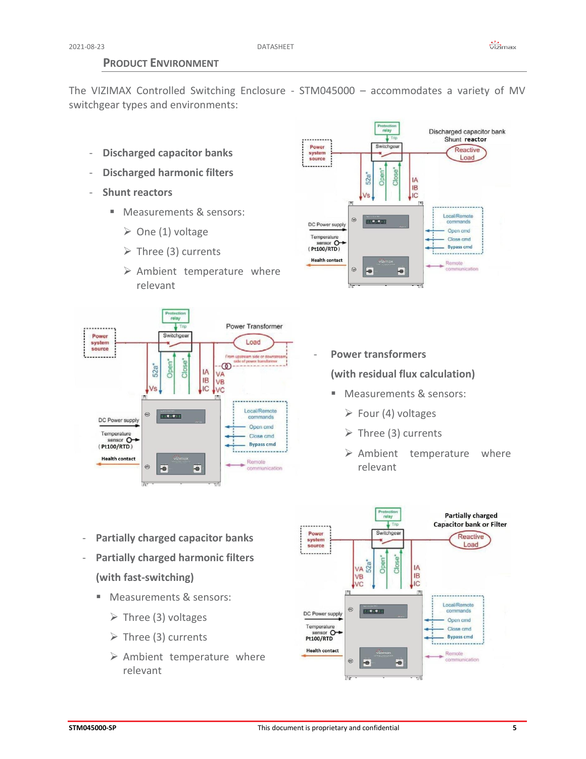## PRODUCT ENVIRONMENT

The VIZIMAX Controlled Switching Enclosure - STM045000 – accommodates a variety of MV switchgear types and environments:

- **Discharged capacitor banks**
- **Discharged harmonic filters**
- **Shunt reactors**
  - Measurements & sensors:
    - One (1) voltage
    - Three (3) currents
    - Ambient temperature where relevant

- **Power transformers**

  **(with residual flux calculation)**
  - Measurements & sensors:
    - Four (4) voltages
    - Three (3) currents
    - Ambient temperature where relevant

- **Partially charged capacitor banks**
- **Partially charged harmonic filters**

  **(with fast-switching)**
  - Measurements & sensors:
    - Three (3) voltages
    - Three (3) currents
    - Ambient temperature where relevant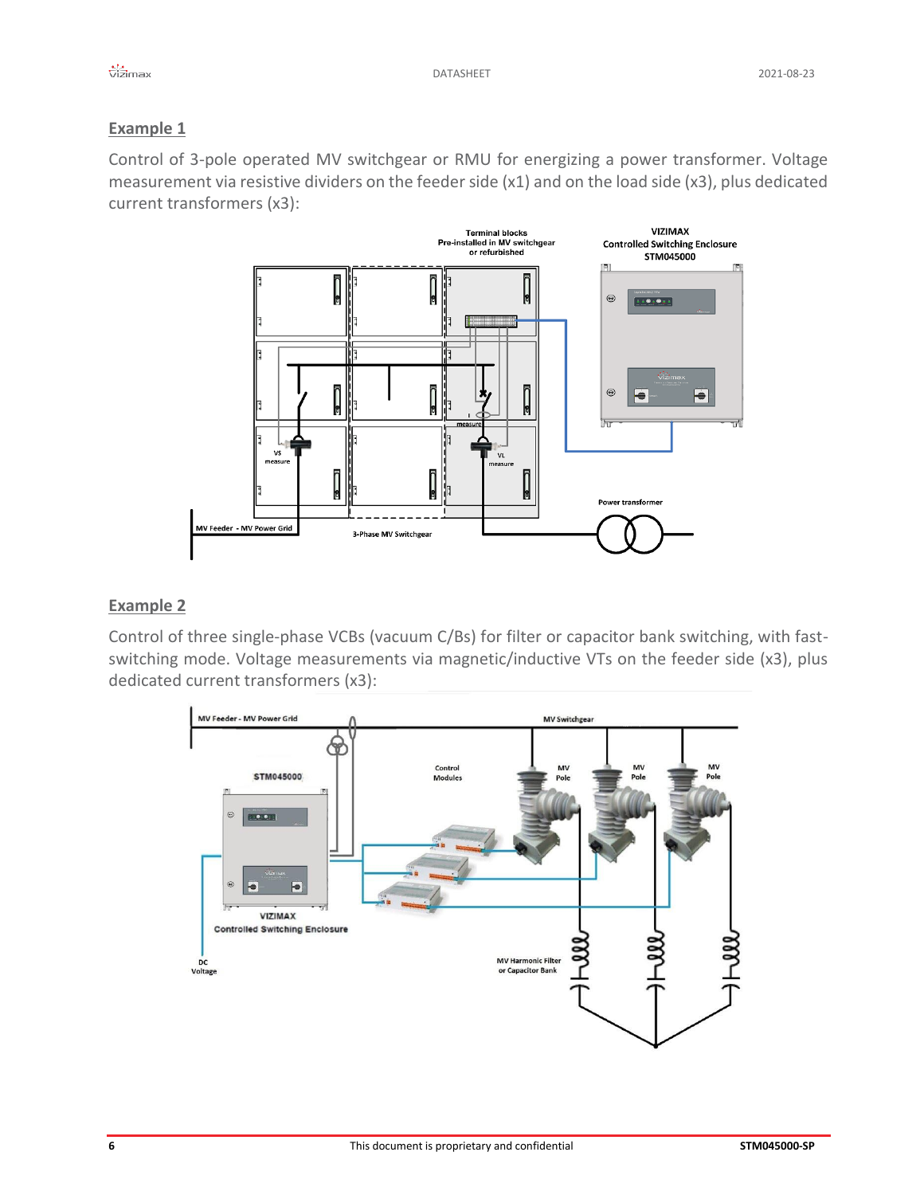## Example 1

Control of 3-pole operated MV switchgear or RMU for energizing a power transformer. Voltage measurement via resistive dividers on the feeder side (x1) and on the load side (x3), plus dedicated current transformers (x3):

## Example 2

Control of three single-phase VCBs (vacuum C/Bs) for filter or capacitor bank switching, with fast-switching mode. Voltage measurements via magnetic/inductive VTs on the feeder side (x3), plus dedicated current transformers (x3):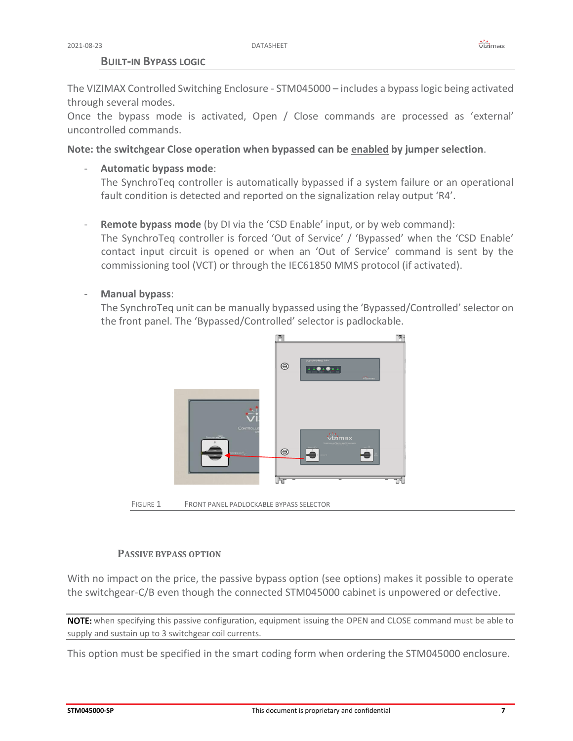## Built-in Bypass Logic

The VIZIMAX Controlled Switching Enclosure - STM045000 – includes a bypass logic being activated through several modes.
Once the bypass mode is activated, Open / Close commands are processed as ‘external’ uncontrolled commands.

**Note: the switchgear Close operation when bypassed can be enabled by jumper selection**.

- **Automatic bypass mode**:
  The SynchroTeq controller is automatically bypassed if a system failure or an operational fault condition is detected and reported on the signalization relay output ‘R4’.

- **Remote bypass mode** (by DI via the ‘CSD Enable’ input, or by web command):
  The SynchroTeq controller is forced ‘Out of Service’ / ‘Bypassed’ when the ‘CSD Enable’ contact input circuit is opened or when an ‘Out of Service’ command is sent by the commissioning tool (VCT) or through the IEC61850 MMS protocol (if activated).

- **Manual bypass**:
  The SynchroTeq unit can be manually bypassed using the ‘Bypassed/Controlled’ selector on the front panel. The ‘Bypassed/Controlled’ selector is padlockable.

Figure 1 Front panel padlockable bypass selector

### Passive Bypass Option

With no impact on the price, the passive bypass option (see options) makes it possible to operate the switchgear-C/B even though the connected STM045000 cabinet is unpowered or defective.

**NOTE:** when specifying this passive configuration, equipment issuing the OPEN and CLOSE command must be able to supply and sustain up to 3 switchgear coil currents.

This option must be specified in the smart coding form when ordering the STM045000 enclosure.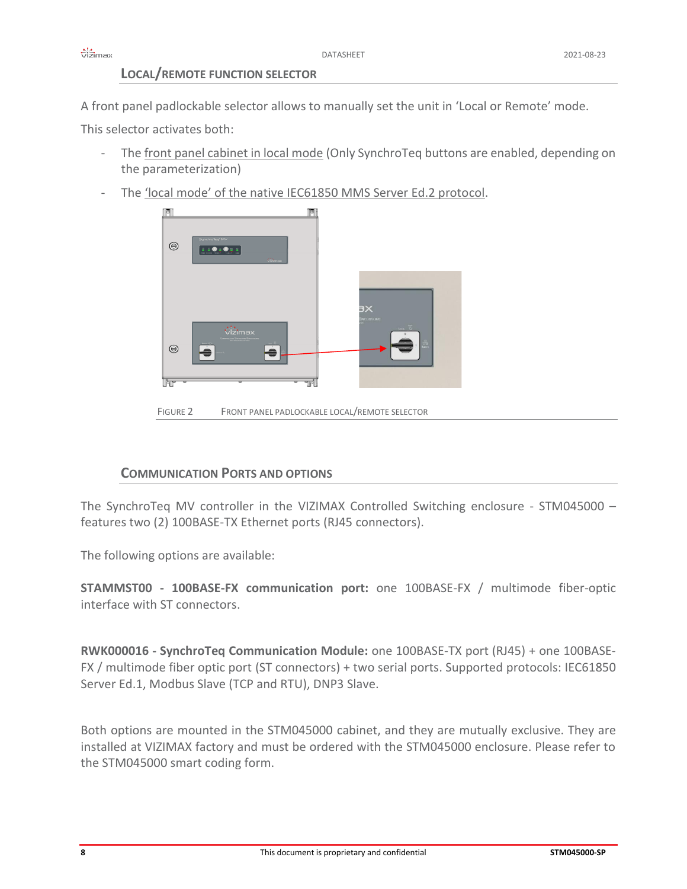## Local/Remote Function Selector

A front panel padlockable selector allows to manually set the unit in 'Local or Remote' mode.

This selector activates both:

- The front panel cabinet in local mode (Only SynchroTeq buttons are enabled, depending on the parameterization)
- The 'local mode' of the native IEC61850 MMS Server Ed.2 protocol.

Figure 2 Front panel padlockable local/remote selector

## Communication Ports and Options

The SynchroTeq MV controller in the VIZIMAX Controlled Switching enclosure - STM045000 – features two (2) 100BASE-TX Ethernet ports (RJ45 connectors).

The following options are available:

**STAMMST00 - 100BASE-FX communication port:** one 100BASE-FX / multimode fiber-optic interface with ST connectors.

**RWK000016 - SynchroTeq Communication Module:** one 100BASE-TX port (RJ45) + one 100BASE-FX / multimode fiber optic port (ST connectors) + two serial ports. Supported protocols: IEC61850 Server Ed.1, Modbus Slave (TCP and RTU), DNP3 Slave.

Both options are mounted in the STM045000 cabinet, and they are mutually exclusive. They are installed at VIZIMAX factory and must be ordered with the STM045000 enclosure. Please refer to the STM045000 smart coding form.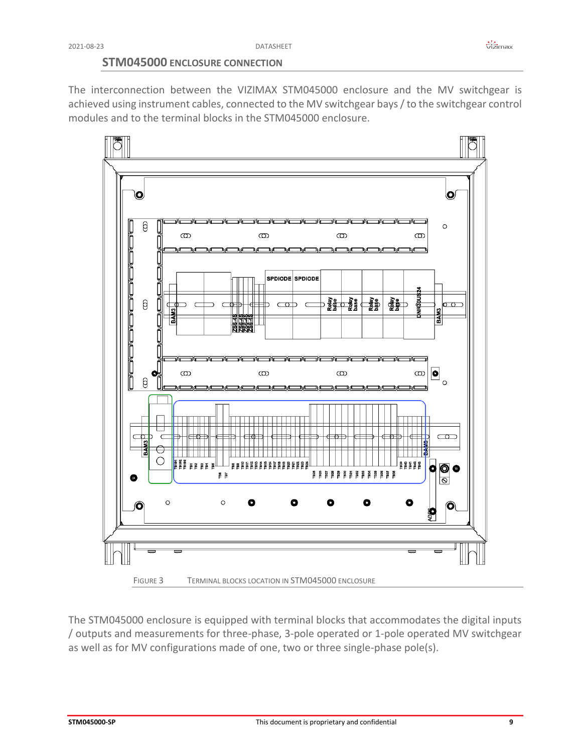## STM045000 ENCLOSURE CONNECTION

The interconnection between the VIZIMAX STM045000 enclosure and the MV switchgear is achieved using instrument cables, connected to the MV switchgear bays / to the switchgear control modules and to the terminal blocks in the STM045000 enclosure.

FIGURE 3 TERMINAL BLOCKS LOCATION IN STM045000 ENCLOSURE

The STM045000 enclosure is equipped with terminal blocks that accommodates the digital inputs / outputs and measurements for three-phase, 3-pole operated or 1-pole operated MV switchgear as well as for MV configurations made of one, two or three single-phase pole(s).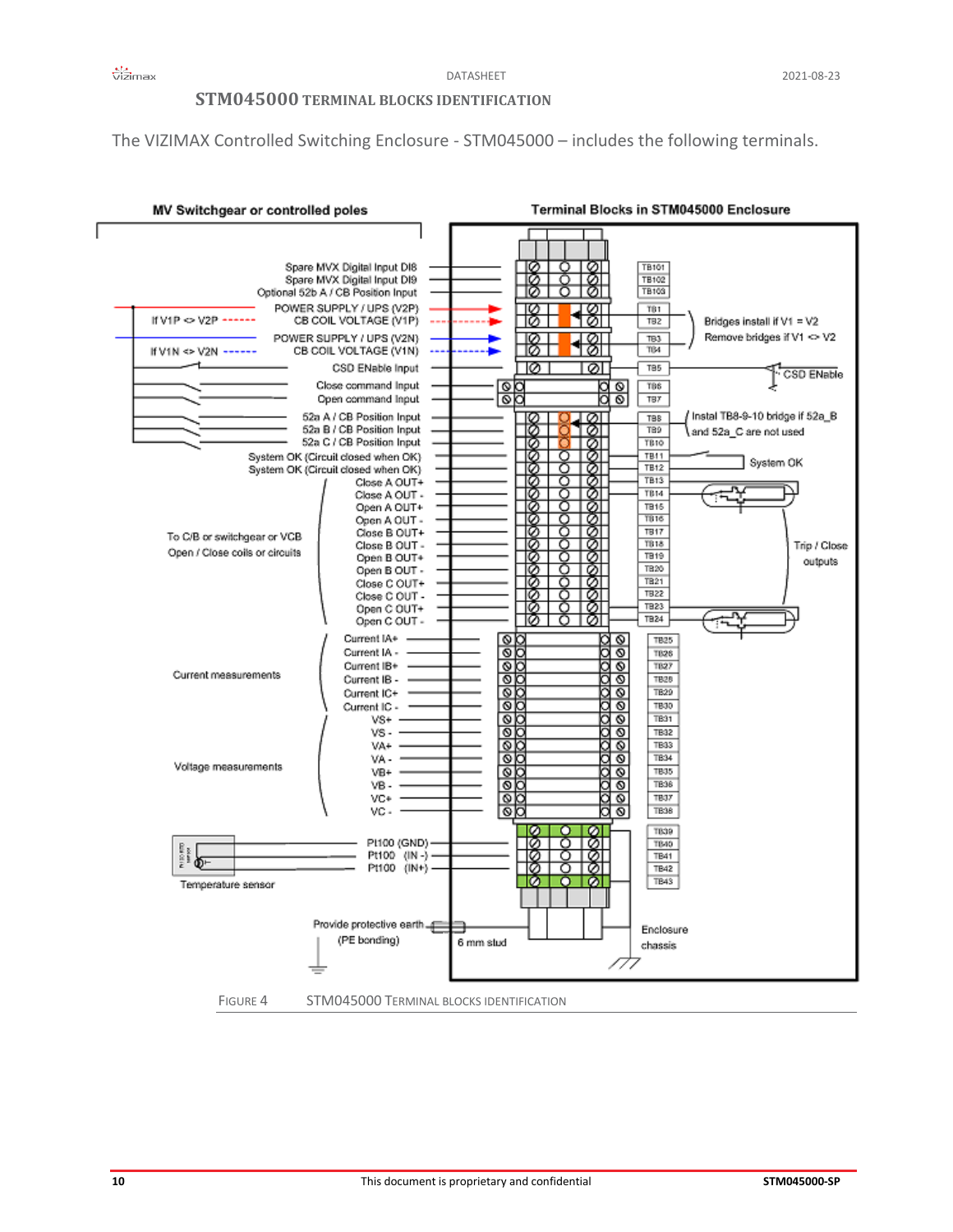## STM045000 TERMINAL BLOCKS IDENTIFICATION

The VIZIMAX Controlled Switching Enclosure - STM045000 – includes the following terminals.

MV Switchgear or controlled poles

Terminal Blocks in STM045000 Enclosure

| Signal | Terminal |
|---|---|
| Spare MVX Digital Input DI8 | TB101 |
| Spare MVX Digital Input DI9 | TB102 |
| Optional 52b A / CB Position Input | TB103 |
| POWER SUPPLY / UPS (V2P) | TB1 |
| CB COIL VOLTAGE (V1P) | TB2 |
| POWER SUPPLY / UPS (V2N) | TB3 |
| CB COIL VOLTAGE (V1N) | TB4 |
| CSD ENable Input | TB5 |
| Close command Input | TB6 |
| Open command Input | TB7 |
| 52a A / CB Position Input | TB8 |
| 52a B / CB Position Input | TB9 |
| 52a C / CB Position Input | TB10 |
| System OK (Circuit closed when OK) | TB11 |
| System OK (Circuit closed when OK) | TB12 |
| Close A OUT+ | TB13 |
| Close A OUT - | TB14 |
| Open A OUT+ | TB15 |
| Open A OUT - | TB16 |
| Close B OUT+ | TB17 |
| Close B OUT - | TB18 |
| Open B OUT+ | TB19 |
| Open B OUT - | TB20 |
| Close C OUT+ | TB21 |
| Close C OUT - | TB22 |
| Open C OUT+ | TB23 |
| Open C OUT - | TB24 |
| Current IA+ | TB25 |
| Current IA - | TB26 |
| Current IB+ | TB27 |
| Current IB - | TB28 |
| Current IC+ | TB29 |
| Current IC - | TB30 |
| VS+ | TB31 |
| VS - | TB32 |
| VA+ | TB33 |
| VA - | TB34 |
| VB+ | TB35 |
| VB - | TB36 |
| VC+ | TB37 |
| VC - | TB38 |
| | TB39 |
| Pt100 (GND) | TB40 |
| Pt100 (IN -) | TB41 |
| Pt100 (IN+) | TB42 |
| | TB43 |

If V1P <> V2P

If V1N <> V2N

Bridges install if V1 = V2
Remove bridges if V1 <> V2

CSD ENable

Instal TB8-9-10 bridge if 52a_B and 52a_C are not used

System OK

Trip / Close outputs

To C/B or switchgear or VCB Open / Close coils or circuits

Current measurements

Voltage measurements

Temperature sensor

Provide protective earth (PE bonding)

6 mm stud

Enclosure chassis

FIGURE 4 STM045000 TERMINAL BLOCKS IDENTIFICATION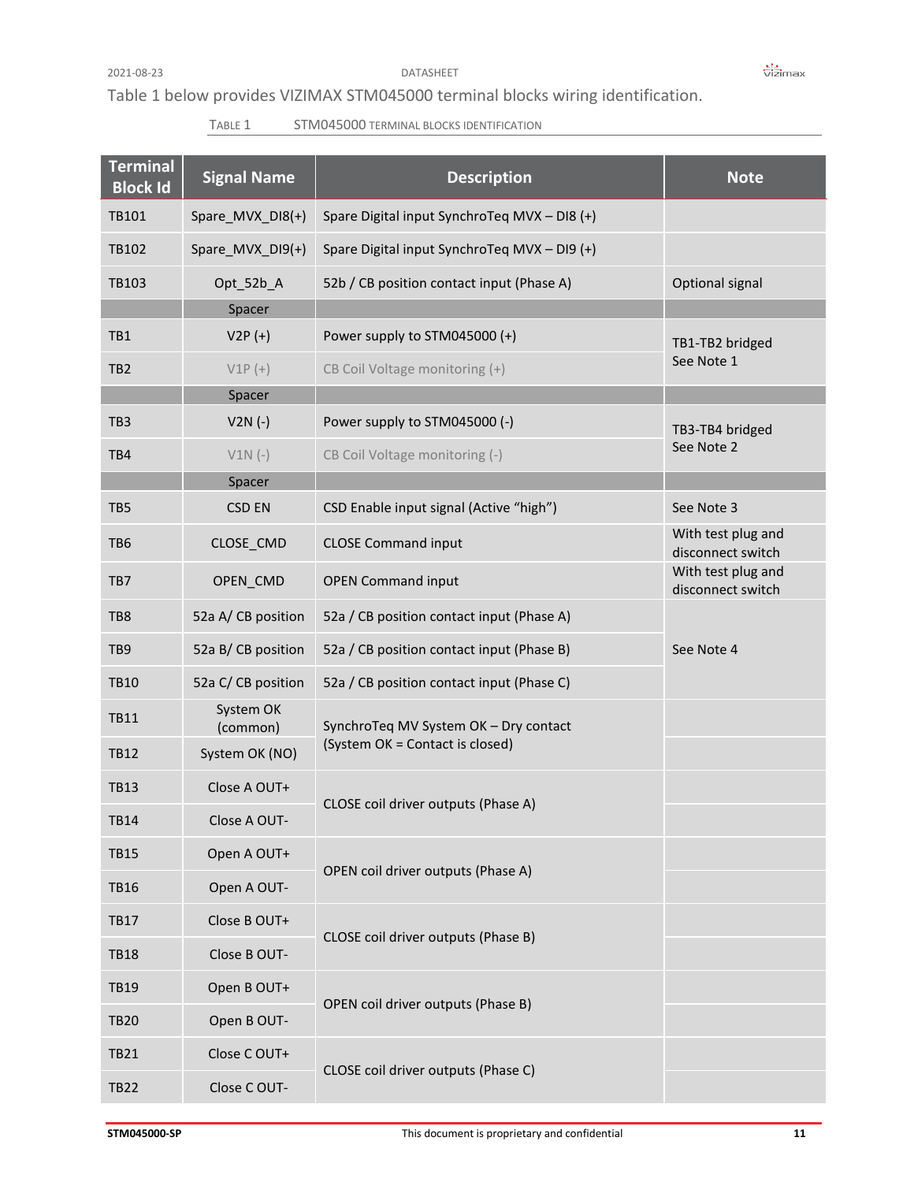Table 1 below provides VIZIMAX STM045000 terminal blocks wiring identification.

TABLE 1 STM045000 TERMINAL BLOCKS IDENTIFICATION

| Terminal Block Id | Signal Name | Description | Note |
|---|---|---|---|
| TB101 | Spare_MVX_DI8(+) | Spare Digital input SynchroTeq MVX – DI8 (+) | |
| TB102 | Spare_MVX_DI9(+) | Spare Digital input SynchroTeq MVX – DI9 (+) | |
| TB103 | Opt_52b_A | 52b / CB position contact input (Phase A) | Optional signal |
| | Spacer | | |
| TB1 | V2P (+) | Power supply to STM045000 (+) | TB1-TB2 bridged See Note 1 |
| TB2 | V1P (+) | CB Coil Voltage monitoring (+) | |
| | Spacer | | |
| TB3 | V2N (-) | Power supply to STM045000 (-) | TB3-TB4 bridged See Note 2 |
| TB4 | V1N (-) | CB Coil Voltage monitoring (-) | |
| | Spacer | | |
| TB5 | CSD EN | CSD Enable input signal (Active “high”) | See Note 3 |
| TB6 | CLOSE_CMD | CLOSE Command input | With test plug and disconnect switch |
| TB7 | OPEN_CMD | OPEN Command input | With test plug and disconnect switch |
| TB8 | 52a A/ CB position | 52a / CB position contact input (Phase A) | See Note 4 |
| TB9 | 52a B/ CB position | 52a / CB position contact input (Phase B) | |
| TB10 | 52a C/ CB position | 52a / CB position contact input (Phase C) | |
| TB11 | System OK (common) | SynchroTeq MV System OK – Dry contact (System OK = Contact is closed) | |
| TB12 | System OK (NO) | | |
| TB13 | Close A OUT+ | CLOSE coil driver outputs (Phase A) | |
| TB14 | Close A OUT- | | |
| TB15 | Open A OUT+ | OPEN coil driver outputs (Phase A) | |
| TB16 | Open A OUT- | | |
| TB17 | Close B OUT+ | CLOSE coil driver outputs (Phase B) | |
| TB18 | Close B OUT- | | |
| TB19 | Open B OUT+ | OPEN coil driver outputs (Phase B) | |
| TB20 | Open B OUT- | | |
| TB21 | Close C OUT+ | CLOSE coil driver outputs (Phase C) | |
| TB22 | Close C OUT- | | |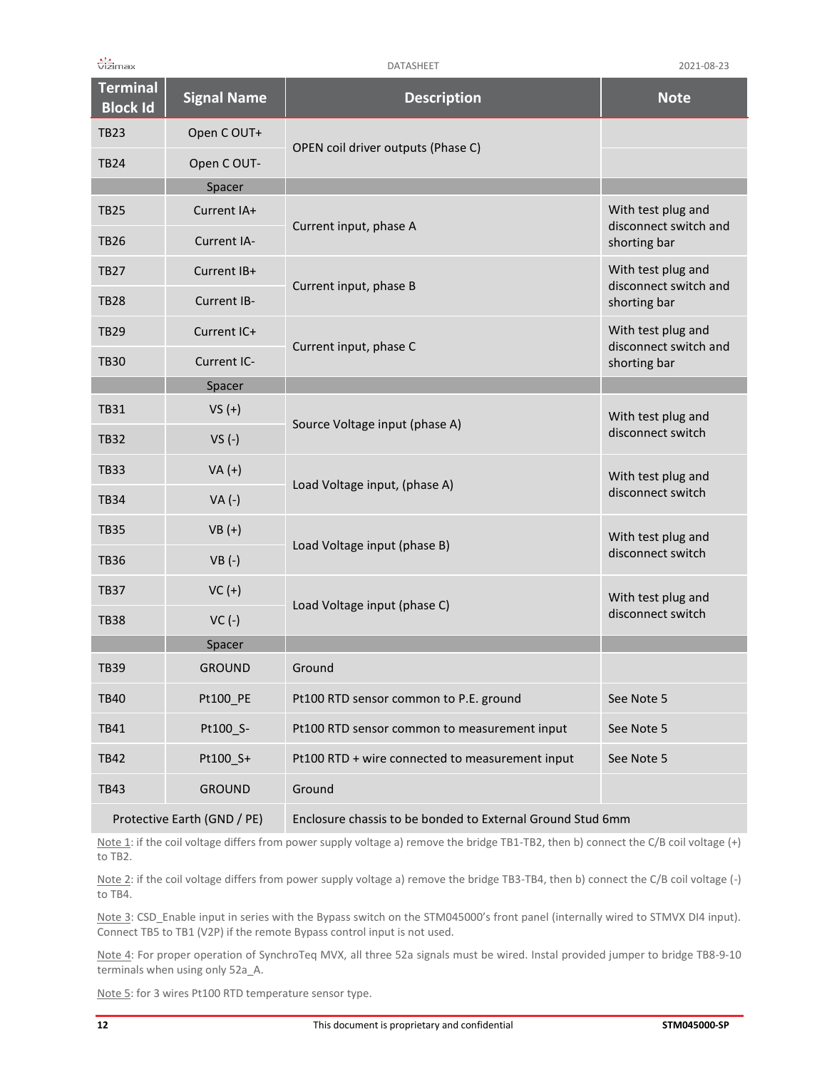| Terminal Block Id | Signal Name | Description | Note |
|---|---|---|---|
| TB23 | Open C OUT+ | OPEN coil driver outputs (Phase C) | |
| TB24 | Open C OUT- | | |
| | Spacer | | |
| TB25 | Current IA+ | Current input, phase A | With test plug and disconnect switch and shorting bar |
| TB26 | Current IA- | | |
| TB27 | Current IB+ | Current input, phase B | With test plug and disconnect switch and shorting bar |
| TB28 | Current IB- | | |
| TB29 | Current IC+ | Current input, phase C | With test plug and disconnect switch and shorting bar |
| TB30 | Current IC- | | |
| | Spacer | | |
| TB31 | VS (+) | Source Voltage input (phase A) | With test plug and disconnect switch |
| TB32 | VS (-) | | |
| TB33 | VA (+) | Load Voltage input, (phase A) | With test plug and disconnect switch |
| TB34 | VA (-) | | |
| TB35 | VB (+) | Load Voltage input (phase B) | With test plug and disconnect switch |
| TB36 | VB (-) | | |
| TB37 | VC (+) | Load Voltage input (phase C) | With test plug and disconnect switch |
| TB38 | VC (-) | | |
| | Spacer | | |
| TB39 | GROUND | Ground | |
| TB40 | Pt100_PE | Pt100 RTD sensor common to P.E. ground | See Note 5 |
| TB41 | Pt100_S- | Pt100 RTD sensor common to measurement input | See Note 5 |
| TB42 | Pt100_S+ | Pt100 RTD + wire connected to measurement input | See Note 5 |
| TB43 | GROUND | Ground | |
| Protective Earth (GND / PE) | | Enclosure chassis to be bonded to External Ground Stud 6mm | |

Note 1: if the coil voltage differs from power supply voltage a) remove the bridge TB1-TB2, then b) connect the C/B coil voltage (+) to TB2.

Note 2: if the coil voltage differs from power supply voltage a) remove the bridge TB3-TB4, then b) connect the C/B coil voltage (-) to TB4.

Note 3: CSD_Enable input in series with the Bypass switch on the STM045000's front panel (internally wired to STMVX DI4 input). Connect TB5 to TB1 (V2P) if the remote Bypass control input is not used.

Note 4: For proper operation of SynchroTeq MVX, all three 52a signals must be wired. Instal provided jumper to bridge TB8-9-10 terminals when using only 52a_A.

Note 5: for 3 wires Pt100 RTD temperature sensor type.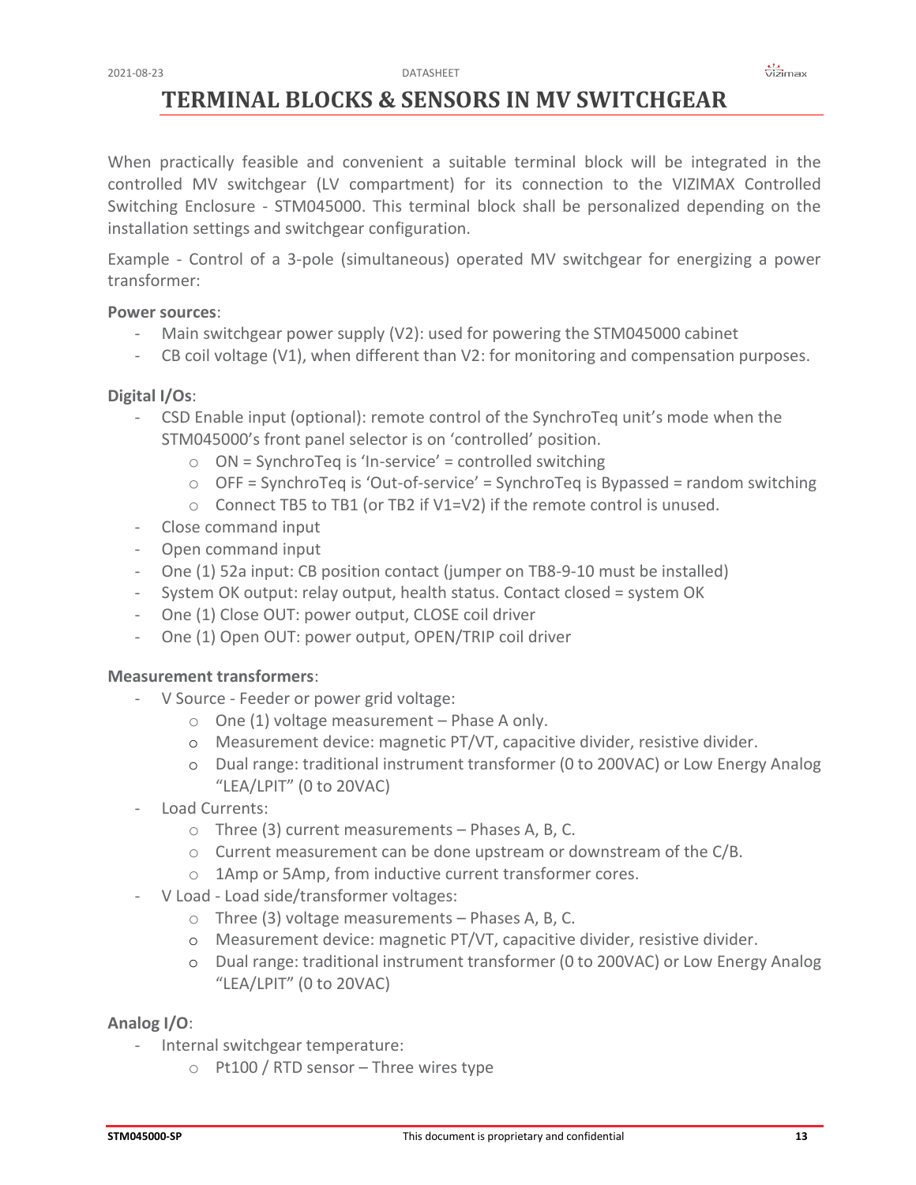# TERMINAL BLOCKS & SENSORS IN MV SWITCHGEAR

When practically feasible and convenient a suitable terminal block will be integrated in the controlled MV switchgear (LV compartment) for its connection to the VIZIMAX Controlled Switching Enclosure - STM045000. This terminal block shall be personalized depending on the installation settings and switchgear configuration.

Example - Control of a 3-pole (simultaneous) operated MV switchgear for energizing a power transformer:

**Power sources**:

- Main switchgear power supply (V2): used for powering the STM045000 cabinet
- CB coil voltage (V1), when different than V2: for monitoring and compensation purposes.

**Digital I/Os**:

- CSD Enable input (optional): remote control of the SynchroTeq unit's mode when the STM045000's front panel selector is on 'controlled' position.
  - ON = SynchroTeq is 'In-service' = controlled switching
  - OFF = SynchroTeq is 'Out-of-service' = SynchroTeq is Bypassed = random switching
  - Connect TB5 to TB1 (or TB2 if V1=V2) if the remote control is unused.
- Close command input
- Open command input
- One (1) 52a input: CB position contact (jumper on TB8-9-10 must be installed)
- System OK output: relay output, health status. Contact closed = system OK
- One (1) Close OUT: power output, CLOSE coil driver
- One (1) Open OUT: power output, OPEN/TRIP coil driver

**Measurement transformers**:

- V Source - Feeder or power grid voltage:
  - One (1) voltage measurement – Phase A only.
  - Measurement device: magnetic PT/VT, capacitive divider, resistive divider.
  - Dual range: traditional instrument transformer (0 to 200VAC) or Low Energy Analog "LEA/LPIT" (0 to 20VAC)
- Load Currents:
  - Three (3) current measurements – Phases A, B, C.
  - Current measurement can be done upstream or downstream of the C/B.
  - 1Amp or 5Amp, from inductive current transformer cores.
- V Load - Load side/transformer voltages:
  - Three (3) voltage measurements – Phases A, B, C.
  - Measurement device: magnetic PT/VT, capacitive divider, resistive divider.
  - Dual range: traditional instrument transformer (0 to 200VAC) or Low Energy Analog "LEA/LPIT" (0 to 20VAC)

**Analog I/O**:

- Internal switchgear temperature:
  - Pt100 / RTD sensor – Three wires type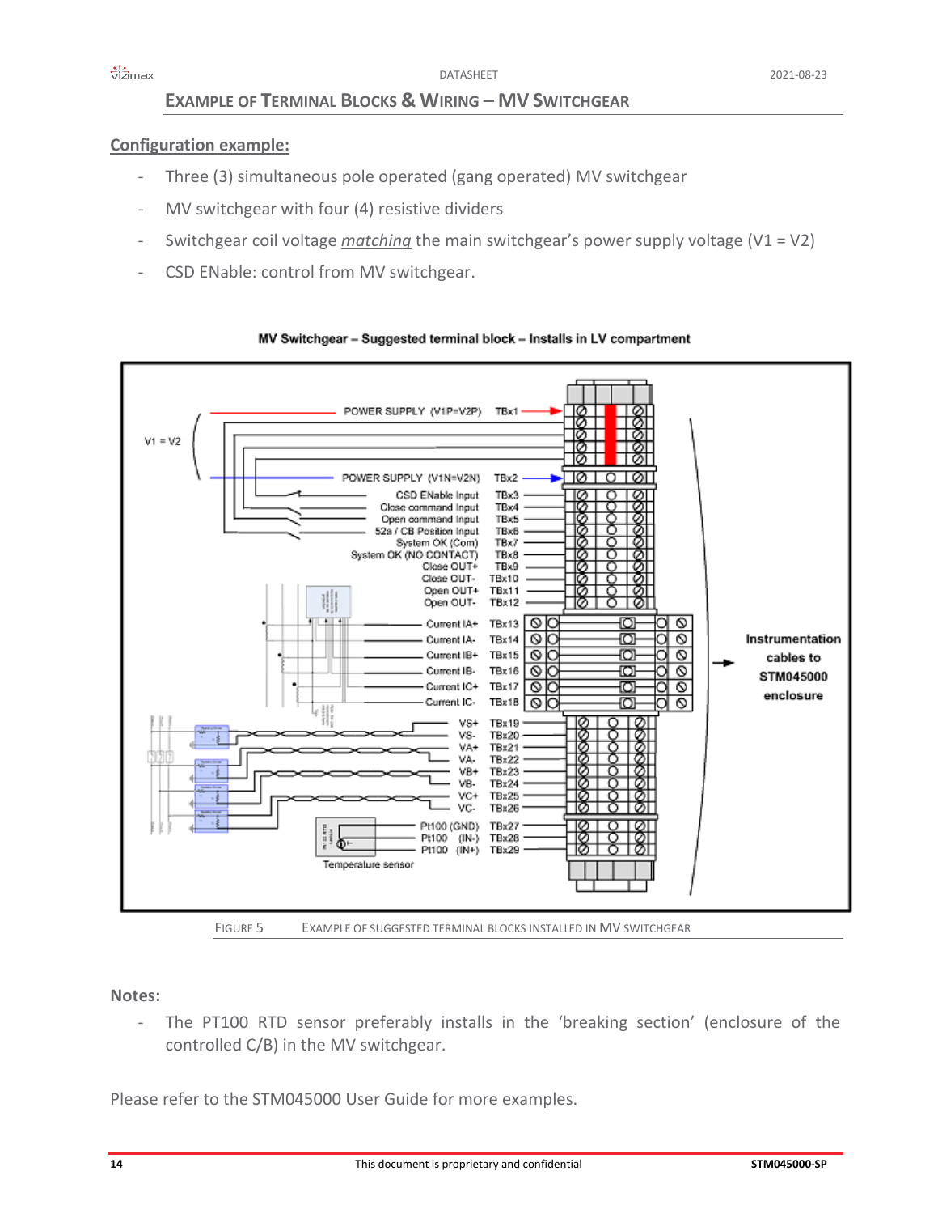## Example of Terminal Blocks & Wiring – MV Switchgear

**Configuration example:**

- Three (3) simultaneous pole operated (gang operated) MV switchgear
- MV switchgear with four (4) resistive dividers
- Switchgear coil voltage *matching* the main switchgear's power supply voltage (V1 = V2)
- CSD ENable: control from MV switchgear.

**MV Switchgear – Suggested terminal block – Installs in LV compartment**

V1 = V2

| Signal | Terminal |
|---|---|
| POWER SUPPLY (V1P=V2P) | TBx1 |
| POWER SUPPLY (V1N=V2N) | TBx2 |
| CSD ENable Input | TBx3 |
| Close command Input | TBx4 |
| Open command Input | TBx5 |
| 52a / CB Position Input | TBx6 |
| System OK (Com) | TBx7 |
| System OK (NO CONTACT) | TBx8 |
| Close OUT+ | TBx9 |
| Close OUT- | TBx10 |
| Open OUT+ | TBx11 |
| Open OUT- | TBx12 |
| Current IA+ | TBx13 |
| Current IA- | TBx14 |
| Current IB+ | TBx15 |
| Current IB- | TBx16 |
| Current IC+ | TBx17 |
| Current IC- | TBx18 |
| VS+ | TBx19 |
| VS- | TBx20 |
| VA+ | TBx21 |
| VA- | TBx22 |
| VB+ | TBx23 |
| VB- | TBx24 |
| VC+ | TBx25 |
| VC- | TBx26 |
| Pt100 (GND) | TBx27 |
| Pt100 (IN-) | TBx28 |
| Pt100 (IN+) | TBx29 |

Temperature sensor

Instrumentation cables to STM045000 enclosure

FIGURE 5 EXAMPLE OF SUGGESTED TERMINAL BLOCKS INSTALLED IN MV SWITCHGEAR

**Notes:**

- The PT100 RTD sensor preferably installs in the 'breaking section' (enclosure of the controlled C/B) in the MV switchgear.

Please refer to the STM045000 User Guide for more examples.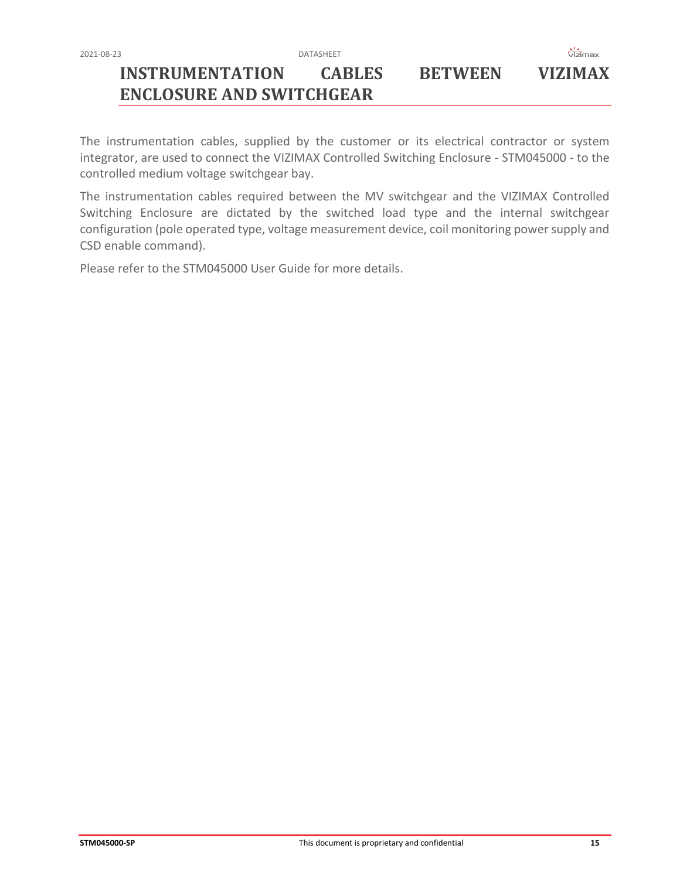# INSTRUMENTATION CABLES BETWEEN VIZIMAX ENCLOSURE AND SWITCHGEAR

The instrumentation cables, supplied by the customer or its electrical contractor or system integrator, are used to connect the VIZIMAX Controlled Switching Enclosure - STM045000 - to the controlled medium voltage switchgear bay.

The instrumentation cables required between the MV switchgear and the VIZIMAX Controlled Switching Enclosure are dictated by the switched load type and the internal switchgear configuration (pole operated type, voltage measurement device, coil monitoring power supply and CSD enable command).

Please refer to the STM045000 User Guide for more details.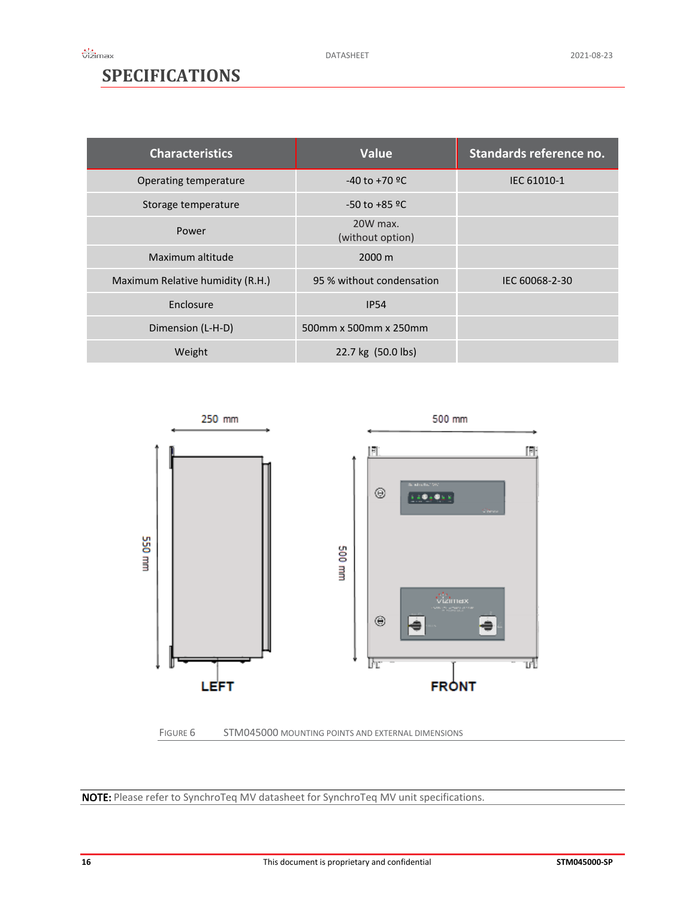# SPECIFICATIONS

| Characteristics | Value | Standards reference no. |
| --- | --- | --- |
| Operating temperature | -40 to +70 ºC | IEC 61010-1 |
| Storage temperature | -50 to +85 ºC | |
| Power | 20W max.<br>(without option) | |
| Maximum altitude | 2000 m | |
| Maximum Relative humidity (R.H.) | 95 % without condensation | IEC 60068-2-30 |
| Enclosure | IP54 | |
| Dimension (L-H-D) | 500mm x 500mm x 250mm | |
| Weight | 22.7 kg (50.0 lbs) | |

FIGURE 6 STM045000 MOUNTING POINTS AND EXTERNAL DIMENSIONS

**NOTE:** Please refer to SynchroTeq MV datasheet for SynchroTeq MV unit specifications.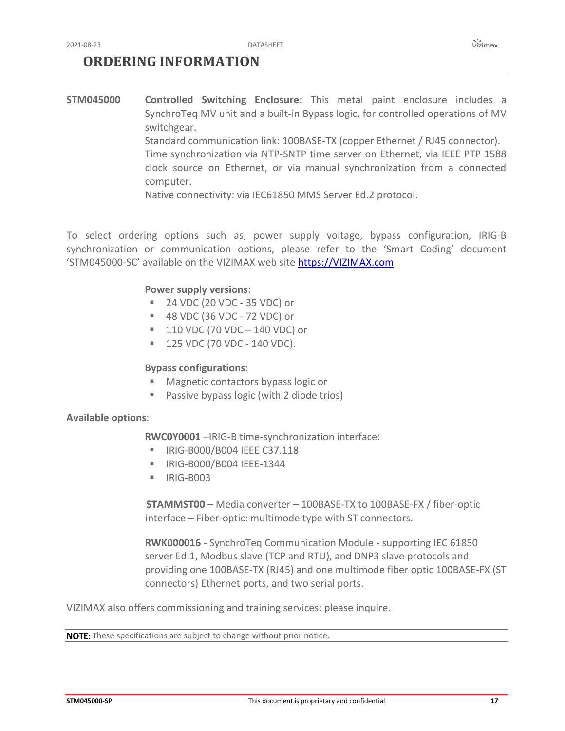# ORDERING INFORMATION

**STM045000** **Controlled Switching Enclosure:** This metal paint enclosure includes a SynchroTeq MV unit and a built-in Bypass logic, for controlled operations of MV switchgear.
Standard communication link: 100BASE-TX (copper Ethernet / RJ45 connector).
Time synchronization via NTP-SNTP time server on Ethernet, via IEEE PTP 1588 clock source on Ethernet, or via manual synchronization from a connected computer.
Native connectivity: via IEC61850 MMS Server Ed.2 protocol.

To select ordering options such as, power supply voltage, bypass configuration, IRIG-B synchronization or communication options, please refer to the 'Smart Coding' document 'STM045000-SC' available on the VIZIMAX web site [https://VIZIMAX.com](https://VIZIMAX.com)

**Power supply versions**:

- 24 VDC (20 VDC - 35 VDC) or
- 48 VDC (36 VDC - 72 VDC) or
- 110 VDC (70 VDC – 140 VDC) or
- 125 VDC (70 VDC - 140 VDC).

**Bypass configurations**:

- Magnetic contactors bypass logic or
- Passive bypass logic (with 2 diode trios)

**Available options**:

**RWC0Y0001** –IRIG-B time-synchronization interface:

- IRIG-B000/B004 IEEE C37.118
- IRIG-B000/B004 IEEE-1344
- IRIG-B003

**STAMMST00** – Media converter – 100BASE-TX to 100BASE-FX / fiber-optic interface – Fiber-optic: multimode type with ST connectors.

**RWK000016** - SynchroTeq Communication Module - supporting IEC 61850 server Ed.1, Modbus slave (TCP and RTU), and DNP3 slave protocols and providing one 100BASE-TX (RJ45) and one multimode fiber optic 100BASE-FX (ST connectors) Ethernet ports, and two serial ports.

VIZIMAX also offers commissioning and training services: please inquire.

**NOTE:** These specifications are subject to change without prior notice.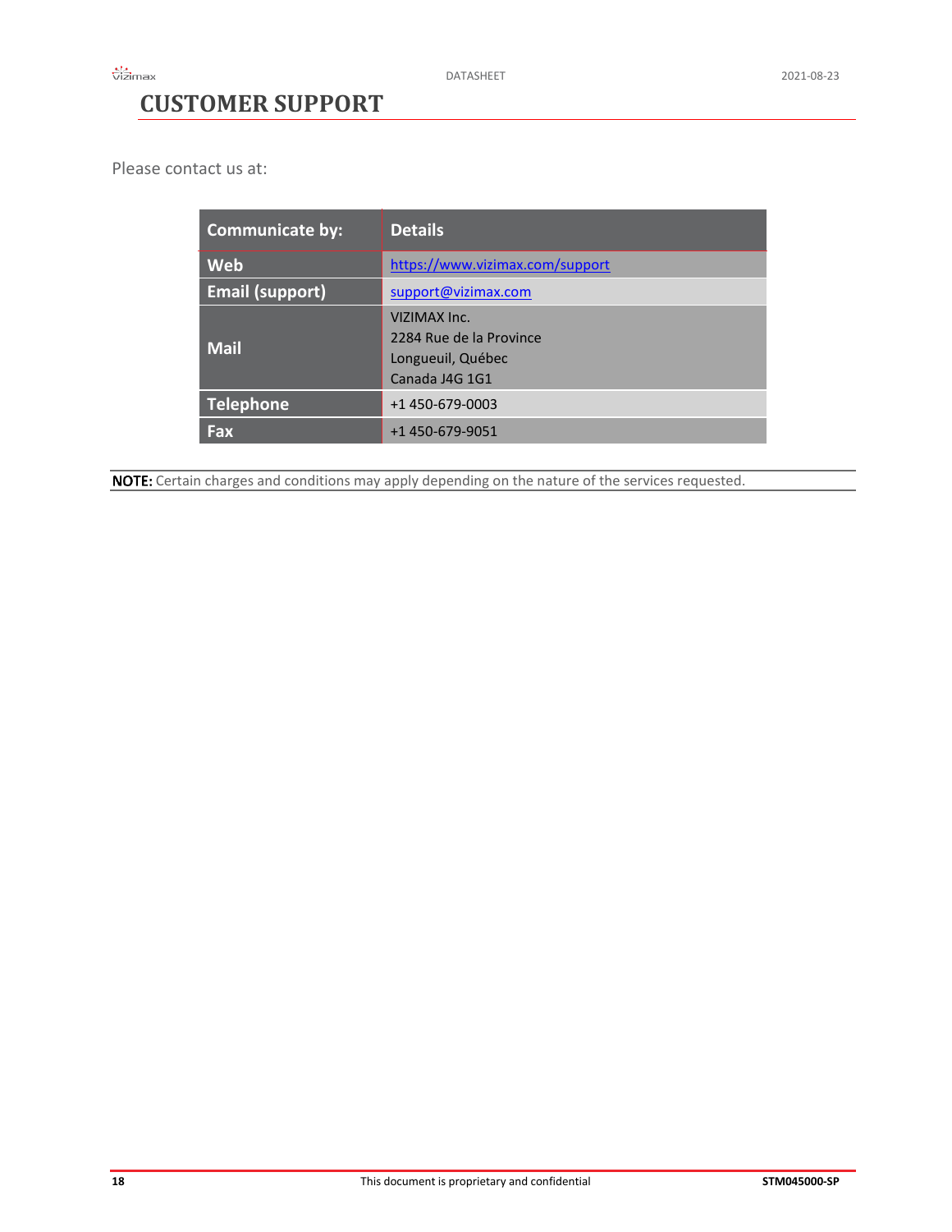# CUSTOMER SUPPORT

Please contact us at:

| Communicate by: | Details |
|---|---|
| **Web** | https://www.vizimax.com/support |
| **Email (support)** | support@vizimax.com |
| **Mail** | VIZIMAX Inc.<br>2284 Rue de la Province<br>Longueuil, Québec<br>Canada J4G 1G1 |
| **Telephone** | +1 450-679-0003 |
| **Fax** | +1 450-679-9051 |

**NOTE:** Certain charges and conditions may apply depending on the nature of the services requested.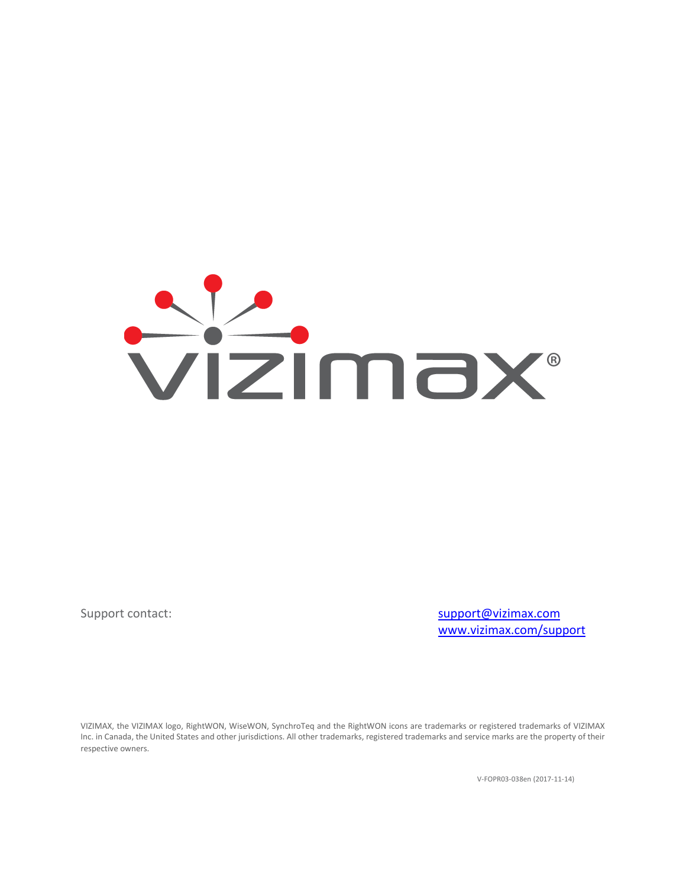Support contact: support@vizimax.com
www.vizimax.com/support

VIZIMAX, the VIZIMAX logo, RightWON, WiseWON, SynchroTeq and the RightWON icons are trademarks or registered trademarks of VIZIMAX Inc. in Canada, the United States and other jurisdictions. All other trademarks, registered trademarks and service marks are the property of their respective owners.

V-FOPR03-038en (2017-11-14)